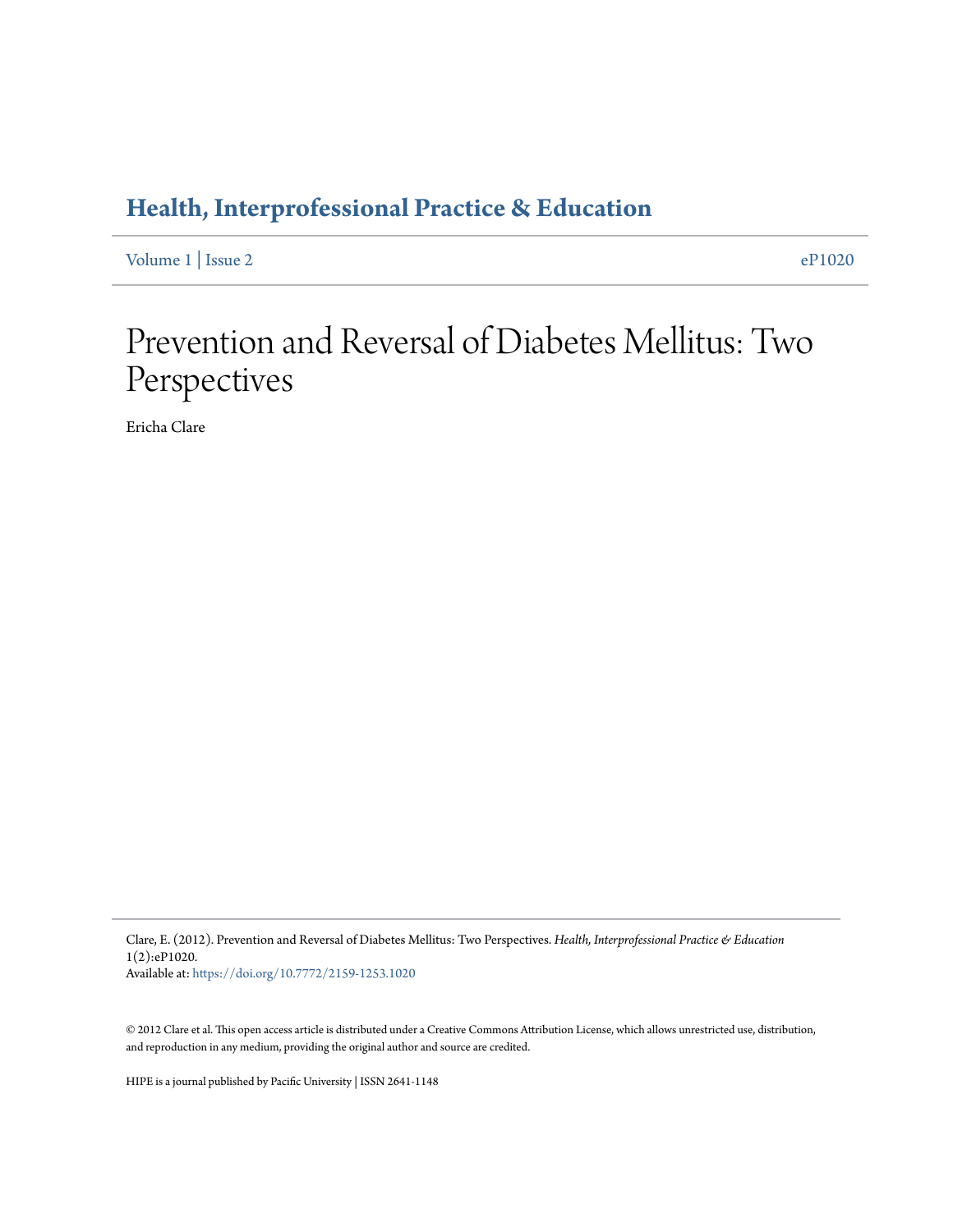**Health, Interprofessional Practice & Education**

Volume 1 | Issue 2 eP1020

# Prevention and Reversal of Diabetes Mellitus: Two Perspectives

Ericha Clare

Clare, E. (2012). Prevention and Reversal of Diabetes Mellitus: Two Perspectives. *Health, Interprofessional Practice & Education* 1(2):eP1020.
Available at: https://doi.org/10.7772/2159-1253.1020

© 2012 Clare et al. This open access article is distributed under a Creative Commons Attribution License, which allows unrestricted use, distribution, and reproduction in any medium, providing the original author and source are credited.

HIPE is a journal published by Pacific University | ISSN 2641-1148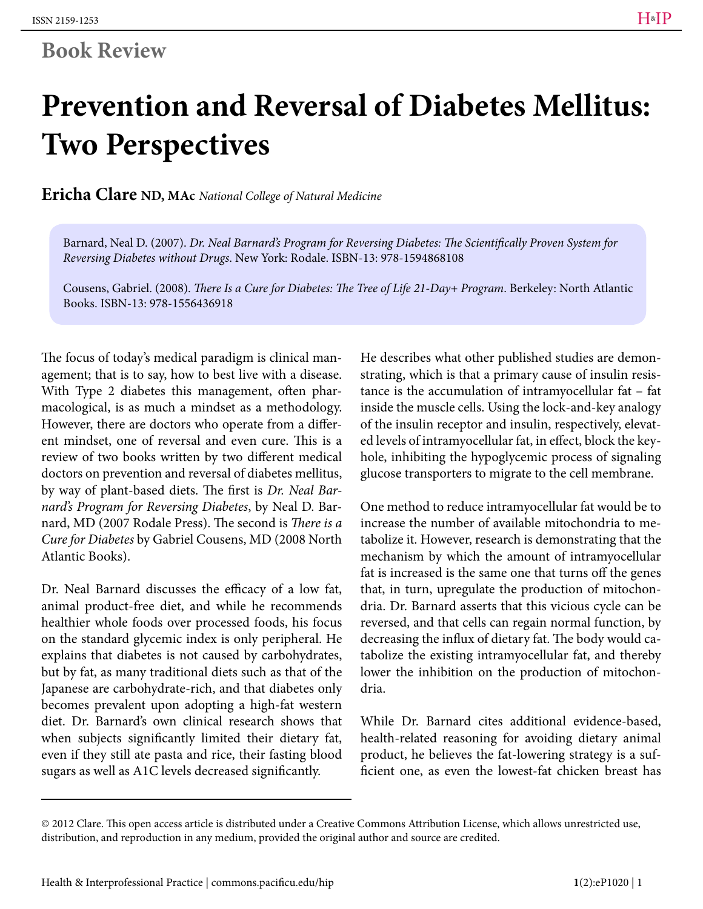## Book Review

# Prevention and Reversal of Diabetes Mellitus: Two Perspectives

**Ericha Clare ND, MAc** *National College of Natural Medicine*

> Barnard, Neal D. (2007). *Dr. Neal Barnard's Program for Reversing Diabetes: The Scientifically Proven System for Reversing Diabetes without Drugs*. New York: Rodale. ISBN-13: 978-1594868108
>
> Cousens, Gabriel. (2008). *There Is a Cure for Diabetes: The Tree of Life 21-Day+ Program*. Berkeley: North Atlantic Books. ISBN-13: 978-1556436918

The focus of today's medical paradigm is clinical management; that is to say, how to best live with a disease. With Type 2 diabetes this management, often pharmacological, is as much a mindset as a methodology. However, there are doctors who operate from a different mindset, one of reversal and even cure. This is a review of two books written by two different medical doctors on prevention and reversal of diabetes mellitus, by way of plant-based diets. The first is *Dr. Neal Barnard's Program for Reversing Diabetes*, by Neal D. Barnard, MD (2007 Rodale Press). The second is *There is a Cure for Diabetes* by Gabriel Cousens, MD (2008 North Atlantic Books).

Dr. Neal Barnard discusses the efficacy of a low fat, animal product-free diet, and while he recommends healthier whole foods over processed foods, his focus on the standard glycemic index is only peripheral. He explains that diabetes is not caused by carbohydrates, but by fat, as many traditional diets such as that of the Japanese are carbohydrate-rich, and that diabetes only becomes prevalent upon adopting a high-fat western diet. Dr. Barnard's own clinical research shows that when subjects significantly limited their dietary fat, even if they still ate pasta and rice, their fasting blood sugars as well as A1C levels decreased significantly.

He describes what other published studies are demonstrating, which is that a primary cause of insulin resistance is the accumulation of intramyocellular fat – fat inside the muscle cells. Using the lock-and-key analogy of the insulin receptor and insulin, respectively, elevated levels of intramyocellular fat, in effect, block the keyhole, inhibiting the hypoglycemic process of signaling glucose transporters to migrate to the cell membrane.

One method to reduce intramyocellular fat would be to increase the number of available mitochondria to metabolize it. However, research is demonstrating that the mechanism by which the amount of intramyocellular fat is increased is the same one that turns off the genes that, in turn, upregulate the production of mitochondria. Dr. Barnard asserts that this vicious cycle can be reversed, and that cells can regain normal function, by decreasing the influx of dietary fat. The body would catabolize the existing intramyocellular fat, and thereby lower the inhibition on the production of mitochondria.

While Dr. Barnard cites additional evidence-based, health-related reasoning for avoiding dietary animal product, he believes the fat-lowering strategy is a sufficient one, as even the lowest-fat chicken breast has

© 2012 Clare. This open access article is distributed under a Creative Commons Attribution License, which allows unrestricted use, distribution, and reproduction in any medium, provided the original author and source are credited.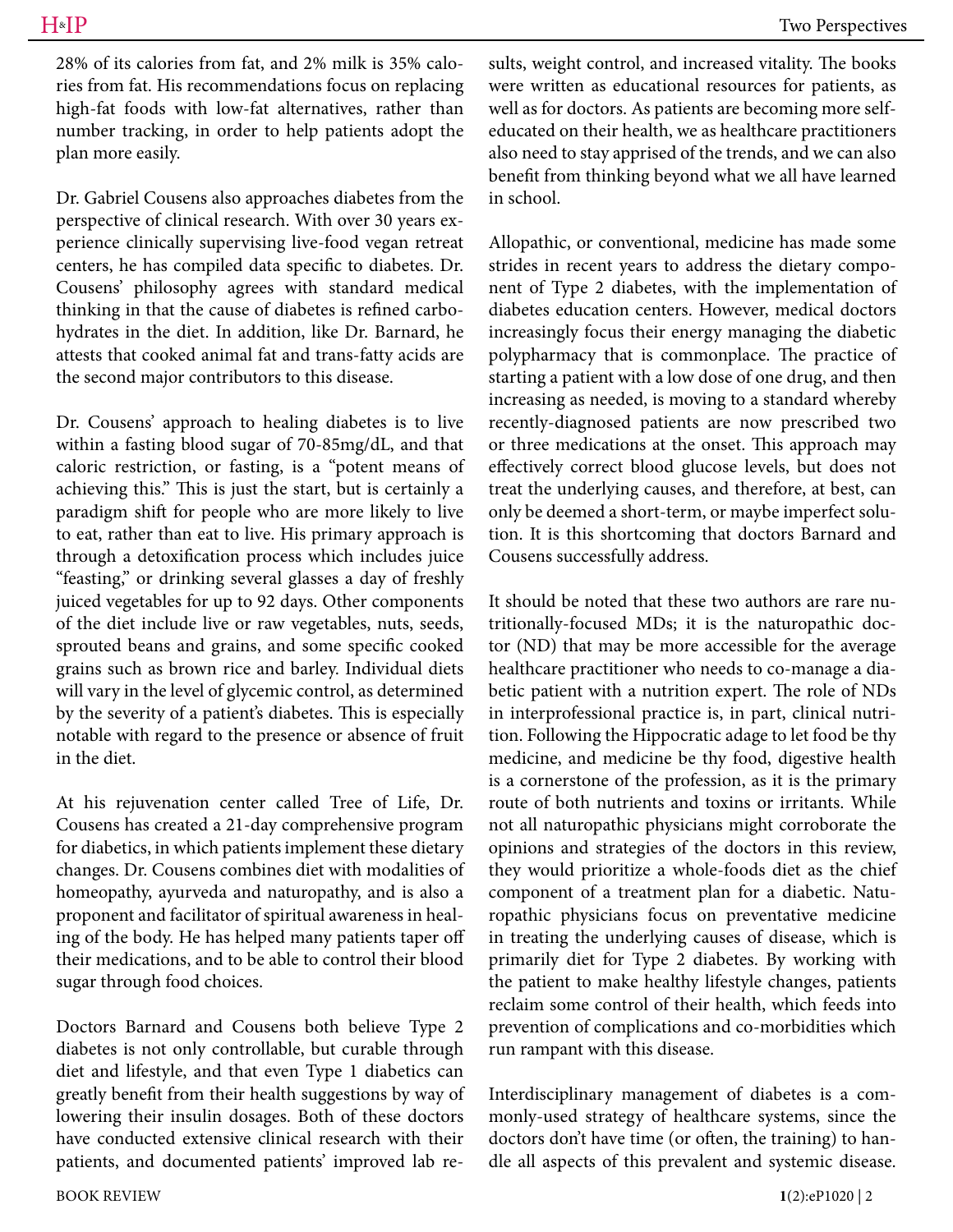28% of its calories from fat, and 2% milk is 35% calories from fat. His recommendations focus on replacing high-fat foods with low-fat alternatives, rather than number tracking, in order to help patients adopt the plan more easily.

Dr. Gabriel Cousens also approaches diabetes from the perspective of clinical research. With over 30 years experience clinically supervising live-food vegan retreat centers, he has compiled data specific to diabetes. Dr. Cousens' philosophy agrees with standard medical thinking in that the cause of diabetes is refined carbohydrates in the diet. In addition, like Dr. Barnard, he attests that cooked animal fat and trans-fatty acids are the second major contributors to this disease.

Dr. Cousens' approach to healing diabetes is to live within a fasting blood sugar of 70-85mg/dL, and that caloric restriction, or fasting, is a "potent means of achieving this." This is just the start, but is certainly a paradigm shift for people who are more likely to live to eat, rather than eat to live. His primary approach is through a detoxification process which includes juice "feasting," or drinking several glasses a day of freshly juiced vegetables for up to 92 days. Other components of the diet include live or raw vegetables, nuts, seeds, sprouted beans and grains, and some specific cooked grains such as brown rice and barley. Individual diets will vary in the level of glycemic control, as determined by the severity of a patient's diabetes. This is especially notable with regard to the presence or absence of fruit in the diet.

At his rejuvenation center called Tree of Life, Dr. Cousens has created a 21-day comprehensive program for diabetics, in which patients implement these dietary changes. Dr. Cousens combines diet with modalities of homeopathy, ayurveda and naturopathy, and is also a proponent and facilitator of spiritual awareness in healing of the body. He has helped many patients taper off their medications, and to be able to control their blood sugar through food choices.

Doctors Barnard and Cousens both believe Type 2 diabetes is not only controllable, but curable through diet and lifestyle, and that even Type 1 diabetics can greatly benefit from their health suggestions by way of lowering their insulin dosages. Both of these doctors have conducted extensive clinical research with their patients, and documented patients' improved lab results, weight control, and increased vitality. The books were written as educational resources for patients, as well as for doctors. As patients are becoming more self-educated on their health, we as healthcare practitioners also need to stay apprised of the trends, and we can also benefit from thinking beyond what we all have learned in school.

Allopathic, or conventional, medicine has made some strides in recent years to address the dietary component of Type 2 diabetes, with the implementation of diabetes education centers. However, medical doctors increasingly focus their energy managing the diabetic polypharmacy that is commonplace. The practice of starting a patient with a low dose of one drug, and then increasing as needed, is moving to a standard whereby recently-diagnosed patients are now prescribed two or three medications at the onset. This approach may effectively correct blood glucose levels, but does not treat the underlying causes, and therefore, at best, can only be deemed a short-term, or maybe imperfect solution. It is this shortcoming that doctors Barnard and Cousens successfully address.

It should be noted that these two authors are rare nutritionally-focused MDs; it is the naturopathic doctor (ND) that may be more accessible for the average healthcare practitioner who needs to co-manage a diabetic patient with a nutrition expert. The role of NDs in interprofessional practice is, in part, clinical nutrition. Following the Hippocratic adage to let food be thy medicine, and medicine be thy food, digestive health is a cornerstone of the profession, as it is the primary route of both nutrients and toxins or irritants. While not all naturopathic physicians might corroborate the opinions and strategies of the doctors in this review, they would prioritize a whole-foods diet as the chief component of a treatment plan for a diabetic. Naturopathic physicians focus on preventative medicine in treating the underlying causes of disease, which is primarily diet for Type 2 diabetes. By working with the patient to make healthy lifestyle changes, patients reclaim some control of their health, which feeds into prevention of complications and co-morbidities which run rampant with this disease.

Interdisciplinary management of diabetes is a commonly-used strategy of healthcare systems, since the doctors don't have time (or often, the training) to handle all aspects of this prevalent and systemic disease.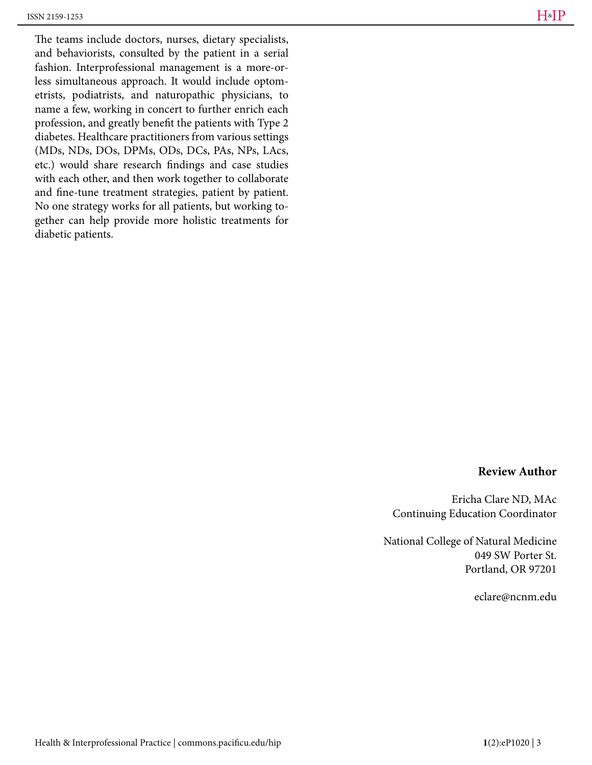The teams include doctors, nurses, dietary specialists, and behaviorists, consulted by the patient in a serial fashion. Interprofessional management is a more-or-less simultaneous approach. It would include optometrists, podiatrists, and naturopathic physicians, to name a few, working in concert to further enrich each profession, and greatly benefit the patients with Type 2 diabetes. Healthcare practitioners from various settings (MDs, NDs, DOs, DPMs, ODs, DCs, PAs, NPs, LAcs, etc.) would share research findings and case studies with each other, and then work together to collaborate and fine-tune treatment strategies, patient by patient. No one strategy works for all patients, but working together can help provide more holistic treatments for diabetic patients.

**Review Author**

Ericha Clare ND, MAc
Continuing Education Coordinator

National College of Natural Medicine
049 SW Porter St.
Portland, OR 97201

eclare@ncnm.edu